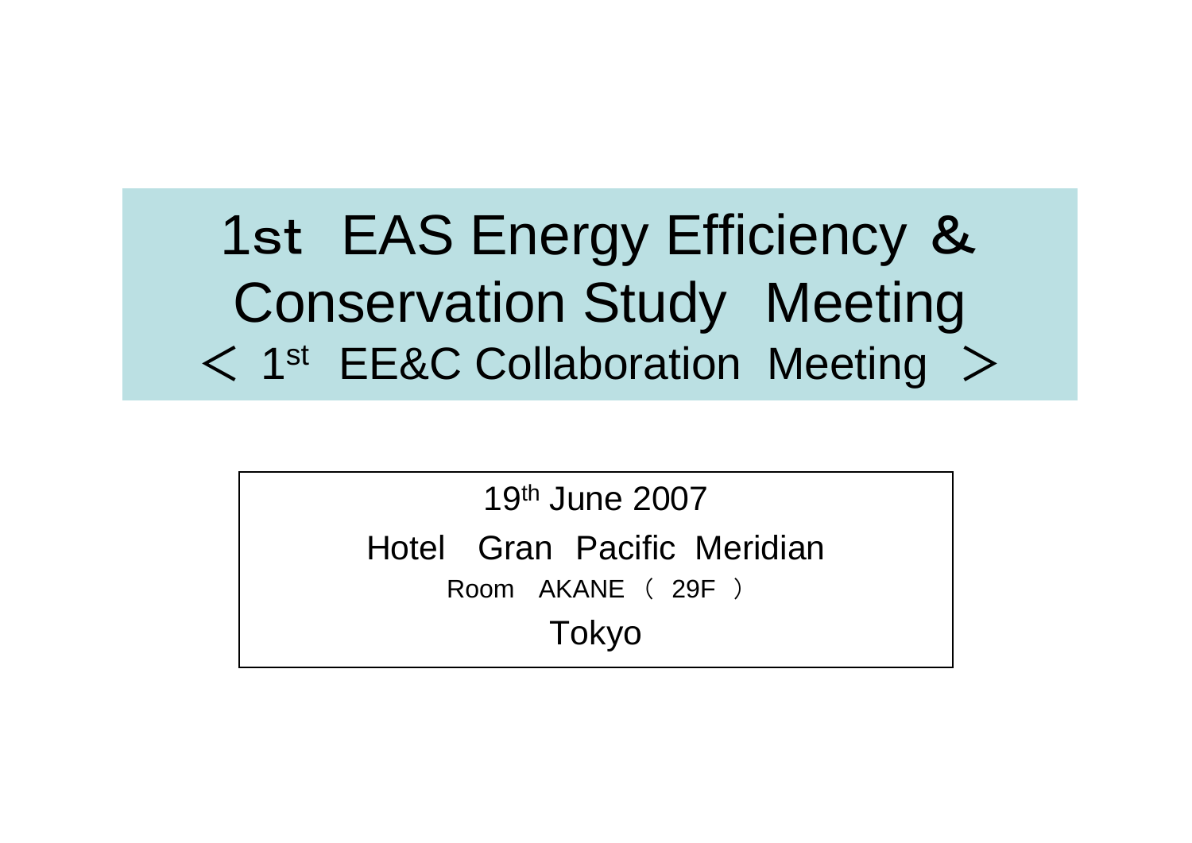# 1st EAS Energy Efficiency & Conservation Study Meeting

## ＜ 1st EE&C Collaboration Meeting ＞

19th June 2007

Hotel Gran Pacific Meridian

Room AKANE （ 29F ）

Tokyo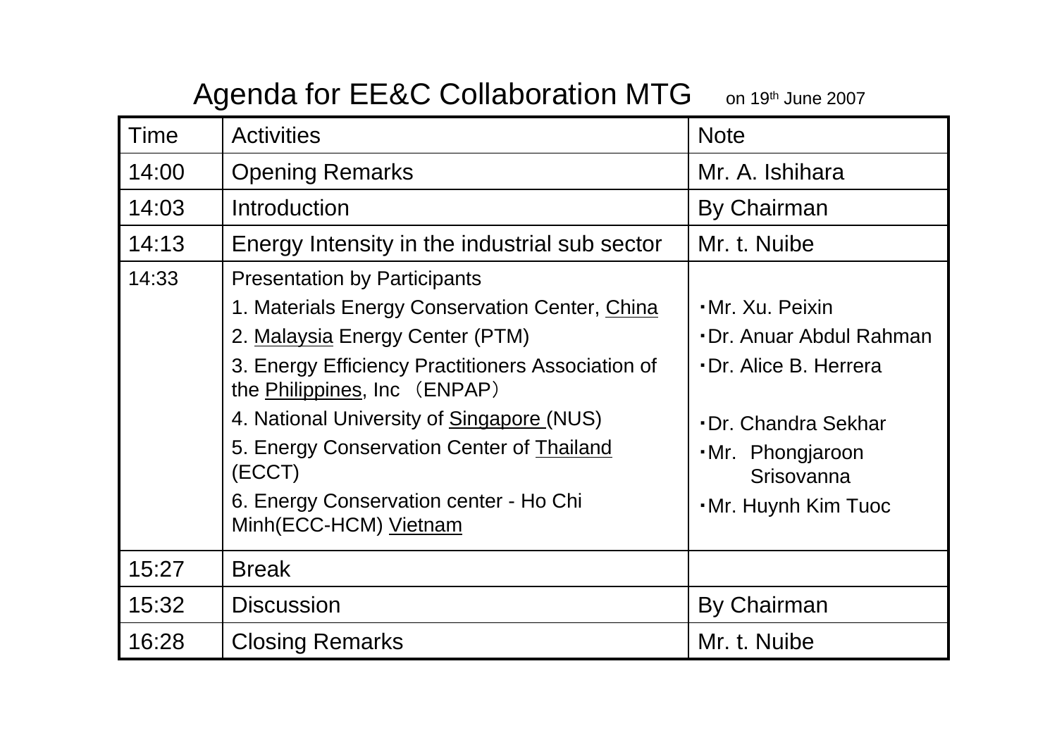# Agenda for EE&C Collaboration MTG on 19th June 2007

| Time | Activities | Note |
|---|---|---|
| 14:00 | Opening Remarks | Mr. A. Ishihara |
| 14:03 | Introduction | By Chairman |
| 14:13 | Energy Intensity in the industrial sub sector | Mr. t. Nuibe |
| 14:33 | Presentation by Participants<br>1. Materials Energy Conservation Center, <u>China</u><br>2. <u>Malaysia</u> Energy Center (PTM)<br>3. Energy Efficiency Practitioners Association of the <u>Philippines</u>, Inc （ENPAP）<br>4. National University of <u>Singapore</u> (NUS)<br>5. Energy Conservation Center of <u>Thailand</u> (ECCT)<br>6. Energy Conservation center - Ho Chi Minh(ECC-HCM) <u>Vietnam</u> | ・Mr. Xu. Peixin<br>・Dr. Anuar Abdul Rahman<br>・Dr. Alice B. Herrera<br>・Dr. Chandra Sekhar<br>・Mr. Phongjaroon Srisovanna<br>・Mr. Huynh Kim Tuoc |
| 15:27 | Break | |
| 15:32 | Discussion | By Chairman |
| 16:28 | Closing Remarks | Mr. t. Nuibe |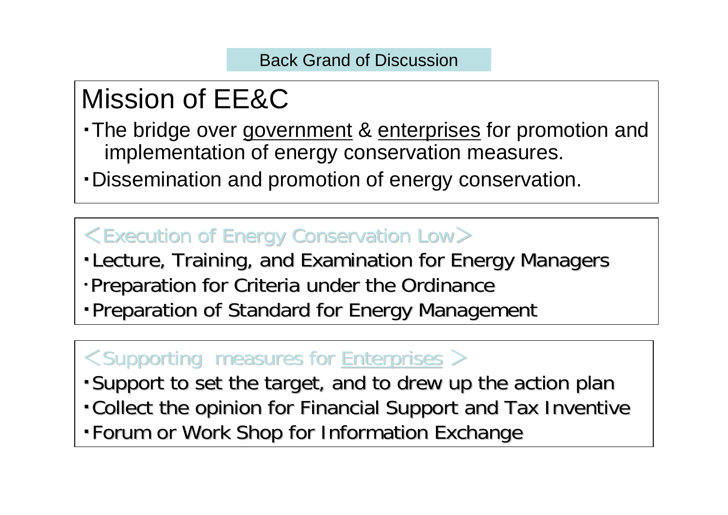Back Grand of Discussion

# Mission of EE&C

- The bridge over government & enterprises for promotion and implementation of energy conservation measures.
- Dissemination and promotion of energy conservation.

＜Execution of Energy Conservation Low＞

- Lecture, Training, and Examination for Energy Managers
- Preparation for Criteria under the Ordinance
- Preparation of Standard for Energy Management

＜Supporting measures for Enterprises ＞

- Support to set the target, and to drew up the action plan
- Collect the opinion for Financial Support and Tax Inventive
- Forum or Work Shop for Information Exchange